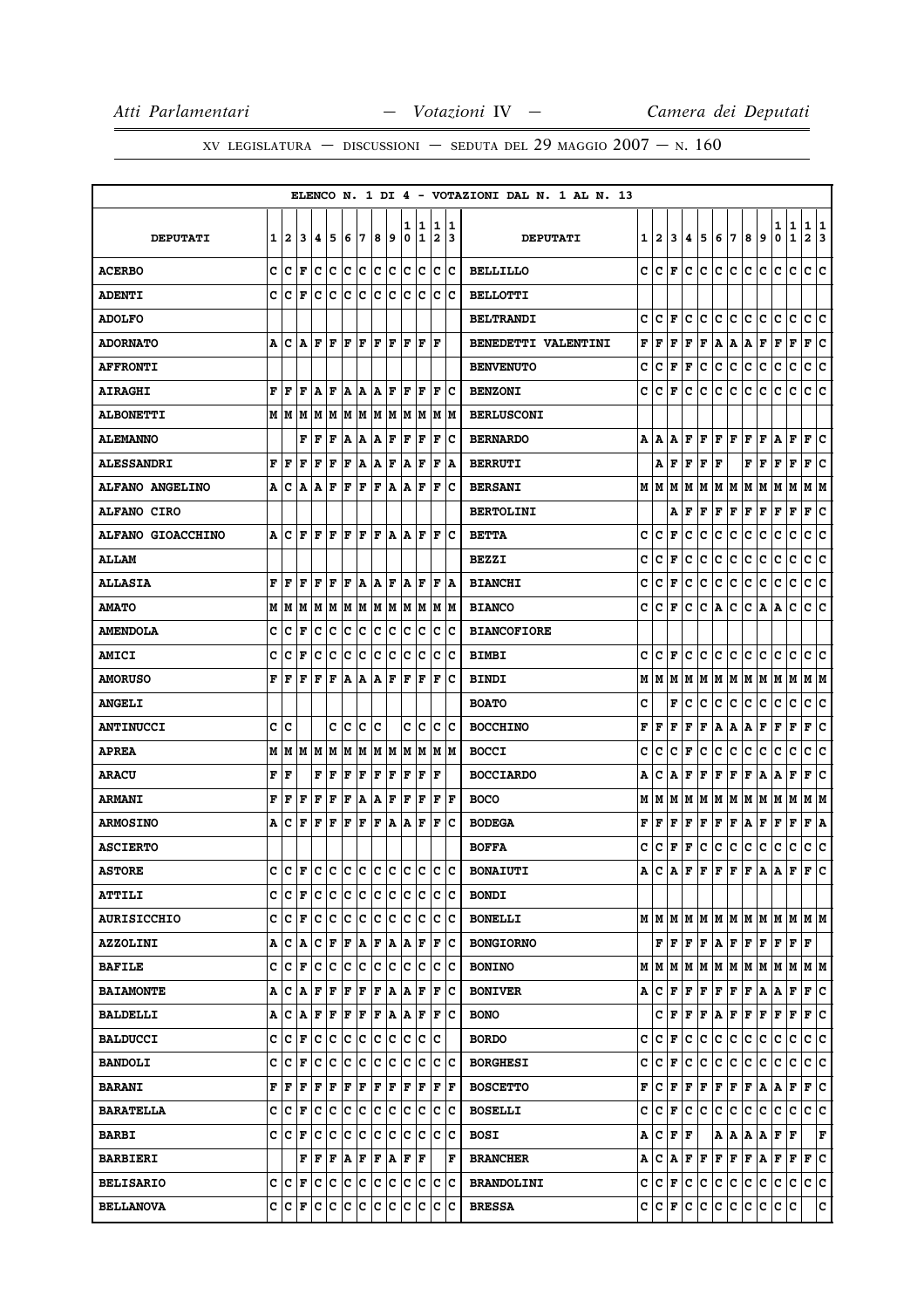XV LEGISLATURA — DISCUSSIONI — SEDUTA DEL 29 MAGGIO 2007 — N. 160

ELENCO N. 1 DI 4 - VOTAZIONI DAL N. 1 AL N. 13

| DEPUTATI | 1 | 2 | 3 | 4 | 5 | 6 | 7 | 8 | 9 | 10 | 11 | 12 | 13 | DEPUTATI | 1 | 2 | 3 | 4 | 5 | 6 | 7 | 8 | 9 | 10 | 11 | 12 | 13 |
|---|---|---|---|---|---|---|---|---|---|---|---|---|---|---|---|---|---|---|---|---|---|---|---|---|---|---|---|
| ACERBO | C | C | F | C | C | C | C | C | C | C | C | C | C | BELLILLO | C | C | F | C | C | C | C | C | C | C | C | C | C |
| ADENTI | C | C | F | C | C | C | C | C | C | C | C | C | C | BELLOTTI | | | | | | | | | | | | | |
| ADOLFO | | | | | | | | | | | | | | BELTRANDI | C | C | F | C | C | C | C | C | C | C | C | C | C |
| ADORNATO | A | C | A | F | F | F | F | F | F | F | F | F | | BENEDETTI VALENTINI | F | F | F | F | F | A | A | A | F | F | F | F | C |
| AFFRONTI | | | | | | | | | | | | | | BENVENUTO | C | C | F | F | C | C | C | C | C | C | C | C | C |
| AIRAGHI | F | F | F | A | F | A | A | A | F | F | F | F | C | BENZONI | C | C | F | C | C | C | C | C | C | C | C | C | C |
| ALBONETTI | M | M | M | M | M | M | M | M | M | M | M | M | M | BERLUSCONI | | | | | | | | | | | | | |
| ALEMANNO | | | F | F | F | A | A | A | F | F | F | F | C | BERNARDO | A | A | A | F | F | F | F | F | F | A | F | F | C |
| ALESSANDRI | F | F | F | F | F | F | A | A | F | A | F | F | A | BERRUTI | | A | F | F | F | F | | F | F | F | F | F | C |
| ALFANO ANGELINO | A | C | A | A | F | F | F | F | A | A | F | F | C | BERSANI | M | M | M | M | M | M | M | M | M | M | M | M | M |
| ALFANO CIRO | | | | | | | | | | | | | | BERTOLINI | | | A | F | F | F | F | F | F | F | F | F | C |
| ALFANO GIOACCHINO | A | C | F | F | F | F | F | F | A | A | F | F | C | BETTA | C | C | F | C | C | C | C | C | C | C | C | C | C |
| ALLAM | | | | | | | | | | | | | | BEZZI | C | C | F | C | C | C | C | C | C | C | C | C | C |
| ALLASIA | F | F | F | F | F | F | A | A | F | A | F | F | A | BIANCHI | C | C | F | C | C | C | C | C | C | C | C | C | C |
| AMATO | M | M | M | M | M | M | M | M | M | M | M | M | M | BIANCO | C | C | F | C | C | A | C | C | A | A | C | C | C |
| AMENDOLA | C | C | F | C | C | C | C | C | C | C | C | C | C | BIANCOFIORE | | | | | | | | | | | | | |
| AMICI | C | C | F | C | C | C | C | C | C | C | C | C | C | BIMBI | C | C | F | C | C | C | C | C | C | C | C | C | C |
| AMORUSO | F | F | F | F | F | A | A | A | F | F | F | F | C | BINDI | M | M | M | M | M | M | M | M | M | M | M | M | M |
| ANGELI | | | | | | | | | | | | | | BOATO | C | | F | C | C | C | C | C | C | C | C | C | C |
| ANTINUCCI | C | C | | | C | C | C | C | | C | C | C | C | BOCCHINO | F | F | F | F | F | A | A | A | F | F | F | F | C |
| APREA | M | M | M | M | M | M | M | M | M | M | M | M | M | BOCCI | C | C | C | F | C | C | C | C | C | C | C | C | C |
| ARACU | F | F | | F | F | F | F | F | F | F | F | F | | BOCCIARDO | A | C | A | F | F | F | F | F | A | A | F | F | C |
| ARMANI | F | F | F | F | F | F | A | A | F | F | F | F | F | BOCO | M | M | M | M | M | M | M | M | M | M | M | M | M |
| ARMOSINO | A | C | F | F | F | F | F | F | A | A | F | F | C | BODEGA | F | F | F | F | F | F | F | A | F | F | F | F | A |
| ASCIERTO | | | | | | | | | | | | | | BOFFA | C | C | F | F | C | C | C | C | C | C | C | C | C |
| ASTORE | C | C | F | C | C | C | C | C | C | C | C | C | C | BONAIUTI | A | C | A | F | F | F | F | F | A | A | F | F | C |
| ATTILI | C | C | F | C | C | C | C | C | C | C | C | C | C | BONDI | | | | | | | | | | | | | |
| AURISICCHIO | C | C | F | C | C | C | C | C | C | C | C | C | C | BONELLI | M | M | M | M | M | M | M | M | M | M | M | M | M |
| AZZOLINI | A | C | A | C | F | F | A | F | A | A | F | F | C | BONGIORNO | | F | F | F | F | A | F | F | F | F | F | F | |
| BAFILE | C | C | F | C | C | C | C | C | C | C | C | C | C | BONINO | M | M | M | M | M | M | M | M | M | M | M | M | M |
| BAIAMONTE | A | C | A | F | F | F | F | F | A | A | F | F | C | BONIVER | A | C | F | F | F | F | F | F | A | A | F | F | C |
| BALDELLI | A | C | A | F | F | F | F | F | A | A | F | F | C | BONO | | C | F | F | F | A | F | F | F | F | F | F | C |
| BALDUCCI | C | C | F | C | C | C | C | C | C | C | C | C | | BORDO | C | C | F | C | C | C | C | C | C | C | C | C | C |
| BANDOLI | C | C | F | C | C | C | C | C | C | C | C | C | C | BORGHESI | C | C | F | C | C | C | C | C | C | C | C | C | C |
| BARANI | F | F | F | F | F | F | F | F | F | F | F | F | F | BOSCETTO | F | C | F | F | F | F | F | F | A | A | F | F | C |
| BARATELLA | C | C | F | C | C | C | C | C | C | C | C | C | C | BOSELLI | C | C | F | C | C | C | C | C | C | C | C | C | C |
| BARBI | C | C | F | C | C | C | C | C | C | C | C | C | C | BOSI | A | C | F | F | | A | A | A | A | F | F | | F |
| BARBIERI | | | F | F | F | A | F | F | A | F | F | | F | BRANCHER | A | C | A | F | F | F | F | F | A | F | F | F | C |
| BELISARIO | C | C | F | C | C | C | C | C | C | C | C | C | C | BRANDOLINI | C | C | F | C | C | C | C | C | C | C | C | C | C |
| BELLANOVA | C | C | F | C | C | C | C | C | C | C | C | C | C | BRESSA | C | C | F | C | C | C | C | C | C | C | C | | C |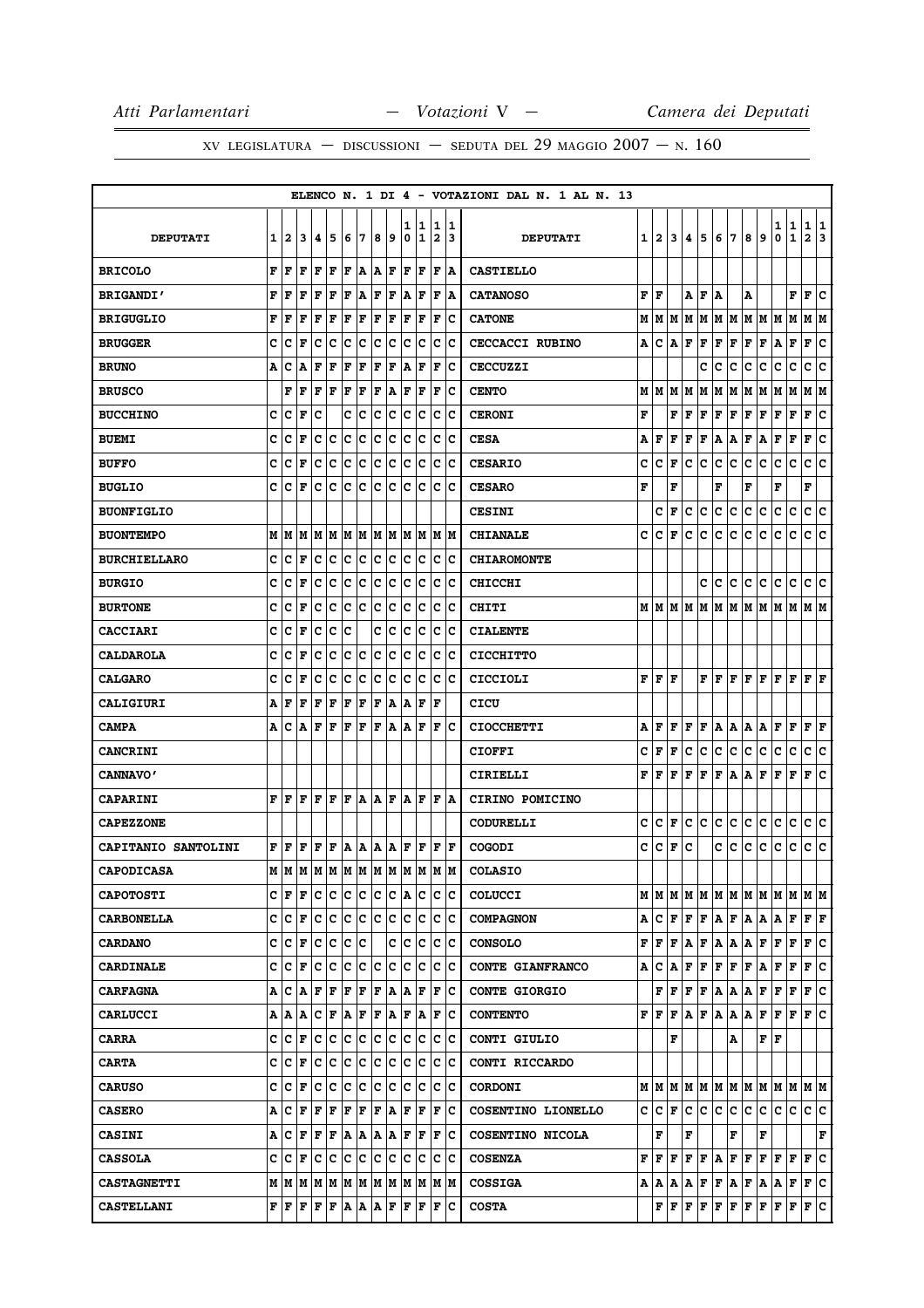ELENCO N. 1 DI 4 - VOTAZIONI DAL N. 1 AL N. 13

| DEPUTATI | 1 | 2 | 3 | 4 | 5 | 6 | 7 | 8 | 9 | 10 | 11 | 12 | 13 | DEPUTATI | 1 | 2 | 3 | 4 | 5 | 6 | 7 | 8 | 9 | 10 | 11 | 12 | 13 |
|---|---|---|---|---|---|---|---|---|---|---|---|---|---|---|---|---|---|---|---|---|---|---|---|---|---|---|---|
| BRICOLO | F | F | F | F | F | F | A | A | F | F | F | F | A | CASTIELLO | | | | | | | | | | | | | |
| BRIGANDI' | F | F | F | F | F | F | A | F | F | A | F | F | A | CATANOSO | F | F | | A | F | A | | A | | | F | F | C |
| BRIGUGLIO | F | F | F | F | F | F | F | F | F | F | F | F | C | CATONE | M | M | M | M | M | M | M | M | M | M | M | M | M |
| BRUGGER | C | C | F | C | C | C | C | C | C | C | C | C | C | CECCACCI RUBINO | A | C | A | F | F | F | F | F | F | A | F | F | C |
| BRUNO | A | C | A | F | F | F | F | F | F | A | F | F | C | CECCUZZI | | | | | C | C | C | C | C | C | C | C | C |
| BRUSCO | | F | F | F | F | F | F | F | A | F | F | F | C | CENTO | M | M | M | M | M | M | M | M | M | M | M | M | M |
| BUCCHINO | C | C | F | C | | C | C | C | C | C | C | C | C | CERONI | F | | F | F | F | F | F | F | F | F | F | F | C |
| BUEMI | C | C | F | C | C | C | C | C | C | C | C | C | C | CESA | A | F | F | F | F | A | A | F | A | F | F | F | C |
| BUFFO | C | C | F | C | C | C | C | C | C | C | C | C | C | CESARIO | C | C | F | C | C | C | C | C | C | C | C | C | C |
| BUGLIO | C | C | F | C | C | C | C | C | C | C | C | C | C | CESARO | F | | F | | | F | | F | | F | | F | |
| BUONFIGLIO | | | | | | | | | | | | | | CESINI | | C | F | C | C | C | C | C | C | C | C | C | C |
| BUONTEMPO | M | M | M | M | M | M | M | M | M | M | M | M | M | CHIANALE | C | C | F | C | C | C | C | C | C | C | C | C | C |
| BURCHIELLARO | C | C | F | C | C | C | C | C | C | C | C | C | C | CHIAROMONTE | | | | | | | | | | | | | |
| BURGIO | C | C | F | C | C | C | C | C | C | C | C | C | C | CHICCHI | | | | | C | C | C | C | C | C | C | C | C |
| BURTONE | C | C | F | C | C | C | C | C | C | C | C | C | C | CHITI | M | M | M | M | M | M | M | M | M | M | M | M | M |
| CACCIARI | C | C | F | C | C | C | | C | C | C | C | C | C | CIALENTE | | | | | | | | | | | | | |
| CALDAROLA | C | C | F | C | C | C | C | C | C | C | C | C | C | CICCHITTO | | | | | | | | | | | | | |
| CALGARO | C | C | F | C | C | C | C | C | C | C | C | C | C | CICCIOLI | F | F | F | | F | F | F | F | F | F | F | F | F |
| CALIGIURI | A | F | F | F | F | F | F | F | A | A | F | F | | CICU | | | | | | | | | | | | | |
| CAMPA | A | C | A | F | F | F | F | F | A | A | F | F | C | CIOCCHETTI | A | F | F | F | F | A | A | A | A | F | F | F | F |
| CANCRINI | | | | | | | | | | | | | | CIOFFI | C | F | F | C | C | C | C | C | C | C | C | C | C |
| CANNAVO' | | | | | | | | | | | | | | CIRIELLI | F | F | F | F | F | F | A | A | F | F | F | F | C |
| CAPARINI | F | F | F | F | F | F | A | A | F | A | F | F | A | CIRINO POMICINO | | | | | | | | | | | | | |
| CAPEZZONE | | | | | | | | | | | | | | CODURELLI | C | C | F | C | C | C | C | C | C | C | C | C | C |
| CAPITANIO SANTOLINI | F | F | F | F | F | A | A | A | A | F | F | F | F | COGODI | C | C | F | C | | C | C | C | C | C | C | C | C |
| CAPODICASA | M | M | M | M | M | M | M | M | M | M | M | M | M | COLASIO | | | | | | | | | | | | | |
| CAPOTOSTI | C | F | F | C | C | C | C | C | C | A | C | C | C | COLUCCI | M | M | M | M | M | M | M | M | M | M | M | M | M |
| CARBONELLA | C | C | F | C | C | C | C | C | C | C | C | C | C | COMPAGNON | A | C | F | F | F | A | F | A | A | A | F | F | F |
| CARDANO | C | C | F | C | C | C | C | | C | C | C | C | C | CONSOLO | F | F | F | A | F | A | A | A | F | F | F | F | C |
| CARDINALE | C | C | F | C | C | C | C | C | C | C | C | C | C | CONTE GIANFRANCO | A | C | A | F | F | F | F | F | A | F | F | F | C |
| CARFAGNA | A | C | A | F | F | F | F | F | A | A | F | F | C | CONTE GIORGIO | | F | F | F | F | A | A | A | F | F | F | F | C |
| CARLUCCI | A | A | A | C | F | A | F | F | A | F | A | F | C | CONTENTO | F | F | F | A | F | A | A | A | F | F | F | F | C |
| CARRA | C | C | F | C | C | C | C | C | C | C | C | C | C | CONTI GIULIO | | | F | | | | A | | F | F | | | |
| CARTA | C | C | F | C | C | C | C | C | C | C | C | C | C | CONTI RICCARDO | | | | | | | | | | | | | |
| CARUSO | C | C | F | C | C | C | C | C | C | C | C | C | C | CORDONI | M | M | M | M | M | M | M | M | M | M | M | M | M |
| CASERO | A | C | F | F | F | F | F | F | A | F | F | F | C | COSENTINO LIONELLO | C | C | F | C | C | C | C | C | C | C | C | C | C |
| CASINI | A | C | F | F | F | A | A | A | A | F | F | F | C | COSENTINO NICOLA | | F | | F | | | F | | F | | | | F |
| CASSOLA | C | C | F | C | C | C | C | C | C | C | C | C | C | COSENZA | F | F | F | F | F | A | F | F | F | F | F | F | C |
| CASTAGNETTI | M | M | M | M | M | M | M | M | M | M | M | M | M | COSSIGA | A | A | A | A | F | F | A | F | A | A | F | F | C |
| CASTELLANI | F | F | F | F | F | A | A | A | F | F | F | F | C | COSTA | | F | F | F | F | F | F | F | F | F | F | F | C |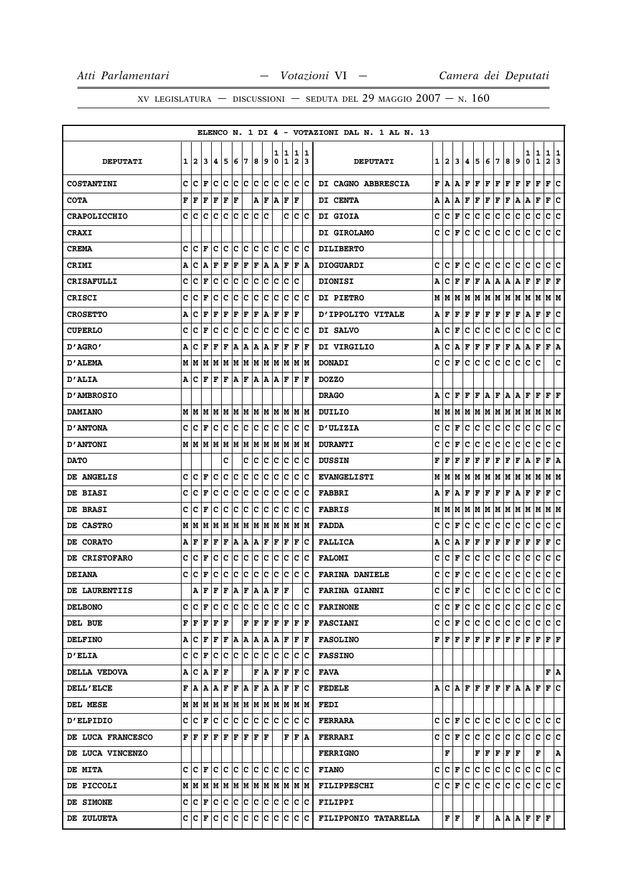XV LEGISLATURA — DISCUSSIONI — SEDUTA DEL 29 MAGGIO 2007 — N. 160

ELENCO N. 1 DI 4 - VOTAZIONI DAL N. 1 AL N. 13

| DEPUTATI | 1 | 2 | 3 | 4 | 5 | 6 | 7 | 8 | 9 | 10 | 11 | 12 | 13 | DEPUTATI | 1 | 2 | 3 | 4 | 5 | 6 | 7 | 8 | 9 | 10 | 11 | 12 | 13 |
|---|---|---|---|---|---|---|---|---|---|---|---|---|---|---|---|---|---|---|---|---|---|---|---|---|---|---|---|
| COSTANTINI | C | C | F | C | C | C | C | C | C | C | C | C | C | DI CAGNO ABBRESCIA | F | A | A | F | F | F | F | F | F | F | F | F | C |
| COTA | F | F | F | F | F | F | | A | F | A | F | F | | DI CENTA | A | A | A | F | F | F | F | F | A | A | F | F | C |
| CRAPOLICCHIO | C | C | C | C | C | C | C | C | C | | C | C | C | DI GIOIA | C | C | F | C | C | C | C | C | C | C | C | C | C |
| CRAXI | | | | | | | | | | | | | | DI GIROLAMO | C | C | F | C | C | C | C | C | C | C | C | C | C |
| CREMA | C | C | F | C | C | C | C | C | C | C | C | C | C | DILIBERTO | | | | | | | | | | | | | |
| CRIMI | A | C | A | F | F | F | F | F | A | A | F | F | A | DIOGUARDI | C | C | F | C | C | C | C | C | C | C | C | C | C |
| CRISAFULLI | C | C | F | C | C | C | C | C | C | C | C | C | | DIONISI | A | C | F | F | F | A | A | A | A | F | F | F | F |
| CRISCI | C | C | F | C | C | C | C | C | C | C | C | C | C | DI PIETRO | M | M | M | M | M | M | M | M | M | M | M | M | M |
| CROSETTO | A | C | F | F | F | F | F | F | A | F | F | F | | D'IPPOLITO VITALE | A | F | F | F | F | F | F | F | F | A | F | F | C |
| CUPERLO | C | C | F | C | C | C | C | C | C | C | C | C | C | DI SALVO | A | C | F | C | C | C | C | C | C | C | C | C | C |
| D'AGRO' | A | C | F | F | F | A | A | A | A | F | F | F | F | DI VIRGILIO | A | C | A | F | F | F | F | F | A | A | F | F | A |
| D'ALEMA | M | M | M | M | M | M | M | M | M | M | M | M | M | DONADI | C | C | F | C | C | C | C | C | C | C | C | | C |
| D'ALIA | A | C | F | F | F | A | F | A | A | A | F | F | F | DOZZO | | | | | | | | | | | | | |
| D'AMBROSIO | | | | | | | | | | | | | | DRAGO | A | C | F | F | F | A | F | A | A | F | F | F | F |
| DAMIANO | M | M | M | M | M | M | M | M | M | M | M | M | M | DUILIO | M | M | M | M | M | M | M | M | M | M | M | M | M |
| D'ANTONA | C | C | F | C | C | C | C | C | C | C | C | C | C | D'ULIZIA | C | C | F | C | C | C | C | C | C | C | C | C | C |
| D'ANTONI | M | M | M | M | M | M | M | M | M | M | M | M | M | DURANTI | C | C | F | C | C | C | C | C | C | C | C | C | C |
| DATO | | | | | C | | C | C | C | C | C | C | C | DUSSIN | F | F | F | F | F | F | F | F | F | A | F | F | A |
| DE ANGELIS | C | C | F | C | C | C | C | C | C | C | C | C | C | EVANGELISTI | M | M | M | M | M | M | M | M | M | M | M | M | M |
| DE BIASI | C | C | F | C | C | C | C | C | C | C | C | C | C | FABBRI | A | F | A | F | F | F | F | F | A | F | F | F | C |
| DE BRASI | C | C | F | C | C | C | C | C | C | C | C | C | C | FABRIS | M | M | M | M | M | M | M | M | M | M | M | M | M |
| DE CASTRO | M | M | M | M | M | M | M | M | M | M | M | M | M | FADDA | C | C | F | C | C | C | C | C | C | C | C | C | C |
| DE CORATO | A | F | F | F | F | A | A | A | F | F | F | F | C | FALLICA | A | C | A | F | F | F | F | F | F | F | F | F | C |
| DE CRISTOFARO | C | C | F | C | C | C | C | C | C | C | C | C | C | FALOMI | C | C | F | C | C | C | C | C | C | C | C | C | C |
| DEIANA | C | C | F | C | C | C | C | C | C | C | C | C | C | FARINA DANIELE | C | C | F | C | C | C | C | C | C | C | C | C | C |
| DE LAURENTIIS | | A | F | F | F | A | F | A | A | F | F | | C | FARINA GIANNI | C | C | F | C | | C | C | C | C | C | C | C | C |
| DELBONO | C | C | F | C | C | C | C | C | C | C | C | C | C | FARINONE | C | C | F | C | C | C | C | C | C | C | C | C | C |
| DEL BUE | F | F | F | F | F | | F | F | F | F | F | F | F | FASCIANI | C | C | F | C | C | C | C | C | C | C | C | C | C |
| DELFINO | A | C | F | F | F | A | A | A | A | A | F | F | F | FASOLINO | F | F | F | F | F | F | F | F | F | F | F | F | F |
| D'ELIA | C | C | F | C | C | C | C | C | C | C | C | C | C | FASSINO | | | | | | | | | | | | | |
| DELLA VEDOVA | A | C | A | F | F | | | F | A | F | F | F | C | FAVA | | | | | | | | | | | | F | A |
| DELL'ELCE | F | A | A | A | F | F | A | F | A | A | F | F | C | FEDELE | A | C | A | F | F | F | F | F | A | A | F | F | C |
| DEL MESE | M | M | M | M | M | M | M | M | M | M | M | M | M | FEDI | | | | | | | | | | | | | |
| D'ELPIDIO | C | C | F | C | C | C | C | C | C | C | C | C | C | FERRARA | C | C | F | C | C | C | C | C | C | C | C | C | C |
| DE LUCA FRANCESCO | F | F | F | F | F | F | F | F | F | | F | F | A | FERRARI | C | C | F | C | C | C | C | C | C | C | C | C | C |
| DE LUCA VINCENZO | | | | | | | | | | | | | | FERRIGNO | | F | | | F | F | F | F | F | | F | | A |
| DE MITA | C | C | F | C | C | C | C | C | C | C | C | C | C | FIANO | C | C | F | C | C | C | C | C | C | C | C | C | C |
| DE PICCOLI | M | M | M | M | M | M | M | M | M | M | M | M | M | FILIPPESCHI | C | C | F | C | C | C | C | C | C | C | C | C | C |
| DE SIMONE | C | C | F | C | C | C | C | C | C | C | C | C | C | FILIPPI | | | | | | | | | | | | | |
| DE ZULUETA | C | C | F | C | C | C | C | C | C | C | C | C | C | FILIPPONIO TATARELLA | | F | F | | F | | A | A | A | F | F | F | |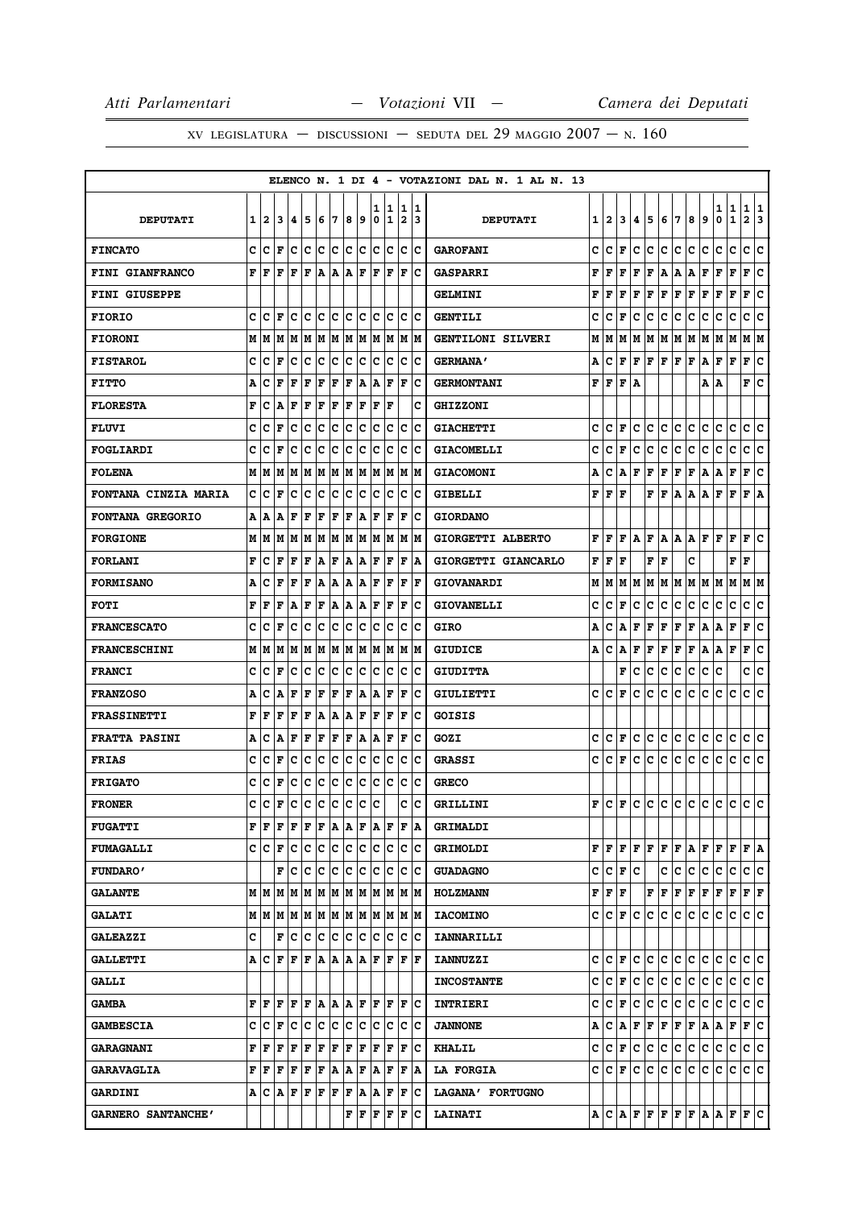XV LEGISLATURA — DISCUSSIONI — SEDUTA DEL 29 MAGGIO 2007 — N. 160

ELENCO N. 1 DI 4 - VOTAZIONI DAL N. 1 AL N. 13

| DEPUTATI | 1 | 2 | 3 | 4 | 5 | 6 | 7 | 8 | 9 | 10 | 11 | 12 | 13 | DEPUTATI | 1 | 2 | 3 | 4 | 5 | 6 | 7 | 8 | 9 | 10 | 11 | 12 | 13 |
|---|---|---|---|---|---|---|---|---|---|---|---|---|---|---|---|---|---|---|---|---|---|---|---|---|---|---|---|
| FINCATO | C | C | F | C | C | C | C | C | C | C | C | C | C | GAROFANI | C | C | F | C | C | C | C | C | C | C | C | C | C |
| FINI GIANFRANCO | F | F | F | F | F | A | A | A | F | F | F | F | C | GASPARRI | F | F | F | F | F | A | A | A | F | F | F | F | C |
| FINI GIUSEPPE | | | | | | | | | | | | | | GELMINI | F | F | F | F | F | F | F | F | F | F | F | F | C |
| FIORIO | C | C | F | C | C | C | C | C | C | C | C | C | C | GENTILI | C | C | F | C | C | C | C | C | C | C | C | C | C |
| FIORONI | M | M | M | M | M | M | M | M | M | M | M | M | M | GENTILONI SILVERI | M | M | M | M | M | M | M | M | M | M | M | M | M |
| FISTAROL | C | C | F | C | C | C | C | C | C | C | C | C | C | GERMANA' | A | C | F | F | F | F | F | F | A | F | F | F | C |
| FITTO | A | C | F | F | F | F | F | F | A | A | F | F | C | GERMONTANI | F | F | F | A | | | | | A | A | | F | C |
| FLORESTA | F | C | A | F | F | F | F | F | F | F | F | | C | GHIZZONI | | | | | | | | | | | | | |
| FLUVI | C | C | F | C | C | C | C | C | C | C | C | C | C | GIACHETTI | C | C | F | C | C | C | C | C | C | C | C | C | C |
| FOGLIARDI | C | C | F | C | C | C | C | C | C | C | C | C | C | GIACOMELLI | C | C | F | C | C | C | C | C | C | C | C | C | C |
| FOLENA | M | M | M | M | M | M | M | M | M | M | M | M | M | GIACOMONI | A | C | A | F | F | F | F | F | A | A | F | F | C |
| FONTANA CINZIA MARIA | C | C | F | C | C | C | C | C | C | C | C | C | C | GIBELLI | F | F | F | | F | F | A | A | A | F | F | F | A |
| FONTANA GREGORIO | A | A | A | F | F | F | F | F | A | F | F | F | C | GIORDANO | | | | | | | | | | | | | |
| FORGIONE | M | M | M | M | M | M | M | M | M | M | M | M | M | GIORGETTI ALBERTO | F | F | F | A | F | A | A | A | F | F | F | F | C |
| FORLANI | F | C | F | F | F | A | F | A | A | F | F | F | A | GIORGETTI GIANCARLO | F | F | F | | F | F | | C | | | F | F | |
| FORMISANO | A | C | F | F | F | A | A | A | A | F | F | F | F | GIOVANARDI | M | M | M | M | M | M | M | M | M | M | M | M | M |
| FOTI | F | F | F | A | F | F | A | A | A | F | F | F | C | GIOVANELLI | C | C | F | C | C | C | C | C | C | C | C | C | C |
| FRANCESCATO | C | C | F | C | C | C | C | C | C | C | C | C | C | GIRO | A | C | A | F | F | F | F | F | A | A | F | F | C |
| FRANCESCHINI | M | M | M | M | M | M | M | M | M | M | M | M | M | GIUDICE | A | C | A | F | F | F | F | F | A | A | F | F | C |
| FRANCI | C | C | F | C | C | C | C | C | C | C | C | C | C | GIUDITTA | | | F | C | C | C | C | C | C | C | | C | C |
| FRANZOSO | A | C | A | F | F | F | F | F | A | A | F | F | C | GIULIETTI | C | C | F | C | C | C | C | C | C | C | C | C | C |
| FRASSINETTI | F | F | F | F | F | A | A | A | F | F | F | F | C | GOISIS | | | | | | | | | | | | | |
| FRATTA PASINI | A | C | A | F | F | F | F | F | A | A | F | F | C | GOZI | C | C | F | C | C | C | C | C | C | C | C | C | C |
| FRIAS | C | C | F | C | C | C | C | C | C | C | C | C | C | GRASSI | C | C | F | C | C | C | C | C | C | C | C | C | C |
| FRIGATO | C | C | F | C | C | C | C | C | C | C | C | C | C | GRECO | | | | | | | | | | | | | |
| FRONER | C | C | F | C | C | C | C | C | C | C | | C | C | GRILLINI | F | C | F | C | C | C | C | C | C | C | C | C | C |
| FUGATTI | F | F | F | F | F | F | A | A | F | A | F | F | A | GRIMALDI | | | | | | | | | | | | | |
| FUMAGALLI | C | C | F | C | C | C | C | C | C | C | C | C | C | GRIMOLDI | F | F | F | F | F | F | F | A | F | F | F | F | A |
| FUNDARO' | | | F | C | C | C | C | C | C | C | C | C | C | GUADAGNO | C | C | F | C | | C | C | C | C | C | C | C | C |
| GALANTE | M | M | M | M | M | M | M | M | M | M | M | M | M | HOLZMANN | F | F | F | | F | F | F | F | F | F | F | F | F |
| GALATI | M | M | M | M | M | M | M | M | M | M | M | M | M | IACOMINO | C | C | F | C | C | C | C | C | C | C | C | C | C |
| GALEAZZI | C | | F | C | C | C | C | C | C | C | C | C | C | IANNARILLI | | | | | | | | | | | | | |
| GALLETTI | A | C | F | F | F | A | A | A | A | F | F | F | F | IANNUZZI | C | C | F | C | C | C | C | C | C | C | C | C | C |
| GALLI | | | | | | | | | | | | | | INCOSTANTE | C | C | F | C | C | C | C | C | C | C | C | C | C |
| GAMBA | F | F | F | F | F | A | A | A | F | F | F | F | C | INTRIERI | C | C | F | C | C | C | C | C | C | C | C | C | C |
| GAMBESCIA | C | C | F | C | C | C | C | C | C | C | C | C | C | JANNONE | A | C | A | F | F | F | F | F | A | A | F | F | C |
| GARAGNANI | F | F | F | F | F | F | F | F | F | F | F | F | C | KHALIL | C | C | F | C | C | C | C | C | C | C | C | C | C |
| GARAVAGLIA | F | F | F | F | F | F | A | A | F | A | F | F | A | LA FORGIA | C | C | F | C | C | C | C | C | C | C | C | C | C |
| GARDINI | A | C | A | F | F | F | F | F | A | A | F | F | C | LAGANA' FORTUGNO | | | | | | | | | | | | | |
| GARNERO SANTANCHE' | | | | | | | | F | F | F | F | F | C | LAINATI | A | C | A | F | F | F | F | F | A | A | F | F | C |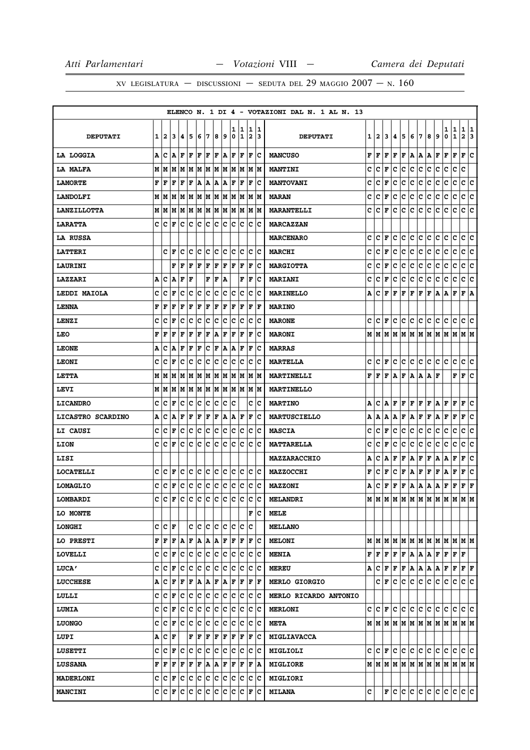XV LEGISLATURA — DISCUSSIONI — SEDUTA DEL 29 MAGGIO 2007 — N. 160

| ELENCO N. 1 DI 4 - VOTAZIONI DAL N. 1 AL N. 13 | | | | | | | | | | | | | | | | | | | | | | | | | | | |
|---|---|---|---|---|---|---|---|---|---|---|---|---|---|---|---|---|---|---|---|---|---|---|---|---|---|---|---|
| DEPUTATI | 1 | 2 | 3 | 4 | 5 | 6 | 7 | 8 | 9 | 10 | 11 | 12 | 13 | DEPUTATI | 1 | 2 | 3 | 4 | 5 | 6 | 7 | 8 | 9 | 10 | 11 | 12 | 13 |
| LA LOGGIA | A | C | A | F | F | F | F | F | A | F | F | F | C | MANCUSO | F | F | F | F | F | A | A | A | F | F | F | F | C |
| LA MALFA | M | M | M | M | M | M | M | M | M | M | M | M | M | MANTINI | C | C | F | C | C | C | C | C | C | C | C | C | |
| LAMORTE | F | F | F | F | F | A | A | A | A | F | F | F | C | MANTOVANI | C | C | F | C | C | C | C | C | C | C | C | C | C |
| LANDOLFI | M | M | M | M | M | M | M | M | M | M | M | M | M | MARAN | C | C | F | C | C | C | C | C | C | C | C | C | C |
| LANZILLOTTA | M | M | M | M | M | M | M | M | M | M | M | M | M | MARANTELLI | C | C | F | C | C | C | C | C | C | C | C | C | C |
| LARATTA | C | C | F | C | C | C | C | C | C | C | C | C | C | MARCAZZAN | | | | | | | | | | | | | |
| LA RUSSA | | | | | | | | | | | | | | MARCENARO | C | C | F | C | C | C | C | C | C | C | C | C | C |
| LATTERI | | C | F | C | C | C | C | C | C | C | C | C | C | MARCHI | C | C | F | C | C | C | C | C | C | C | C | C | C |
| LAURINI | | | F | F | F | F | F | F | F | F | F | F | C | MARGIOTTA | C | C | F | C | C | C | C | C | C | C | C | C | C |
| LAZZARI | A | C | A | F | F | | F | F | A | | F | F | C | MARIANI | C | C | F | C | C | C | C | C | C | C | C | C | C |
| LEDDI MAIOLA | C | C | F | C | C | C | C | C | C | C | C | C | C | MARINELLO | A | C | F | F | F | F | F | F | A | A | F | F | A |
| LENNA | F | F | F | F | F | F | F | F | F | F | F | F | F | MARINO | | | | | | | | | | | | | |
| LENZI | C | C | F | C | C | C | C | C | C | C | C | C | C | MARONE | C | C | F | C | C | C | C | C | C | C | C | C | C |
| LEO | F | F | F | F | F | F | F | A | F | F | F | F | C | MARONI | M | M | M | M | M | M | M | M | M | M | M | M | M |
| LEONE | A | C | A | F | F | F | C | F | A | A | F | F | C | MARRAS | | | | | | | | | | | | | |
| LEONI | C | C | F | C | C | C | C | C | C | C | C | C | C | MARTELLA | C | C | F | C | C | C | C | C | C | C | C | C | C |
| LETTA | M | M | M | M | M | M | M | M | M | M | M | M | M | MARTINELLI | F | F | F | A | F | A | A | A | F | | F | F | C |
| LEVI | M | M | M | M | M | M | M | M | M | M | M | M | M | MARTINELLO | | | | | | | | | | | | | |
| LICANDRO | C | C | F | C | C | C | C | C | C | C | | C | C | MARTINO | A | C | A | F | F | F | F | F | A | F | F | F | C |
| LICASTRO SCARDINO | A | C | A | F | F | F | F | F | A | A | F | F | C | MARTUSCIELLO | A | A | A | A | F | A | F | F | A | F | F | F | C |
| LI CAUSI | C | C | F | C | C | C | C | C | C | C | C | C | C | MASCIA | C | C | F | C | C | C | C | C | C | C | C | C | C |
| LION | C | C | F | C | C | C | C | C | C | C | C | C | C | MATTARELLA | C | C | F | C | C | C | C | C | C | C | C | C | C |
| LISI | | | | | | | | | | | | | | MAZZARACCHIO | A | C | A | F | F | A | F | F | A | A | F | F | C |
| LOCATELLI | C | C | F | C | C | C | C | C | C | C | C | C | C | MAZZOCCHI | F | C | F | C | F | A | F | F | F | A | F | F | C |
| LOMAGLIO | C | C | F | C | C | C | C | C | C | C | C | C | C | MAZZONI | A | C | F | F | F | A | A | A | A | F | F | F | F |
| LOMBARDI | C | C | F | C | C | C | C | C | C | C | C | C | C | MELANDRI | M | M | M | M | M | M | M | M | M | M | M | M | M |
| LO MONTE | | | | | | | | | | | | F | C | MELE | | | | | | | | | | | | | |
| LONGHI | C | C | F | | C | C | C | C | C | C | C | C | | MELLANO | | | | | | | | | | | | | |
| LO PRESTI | F | F | F | A | F | A | A | A | F | F | F | F | C | MELONI | M | M | M | M | M | M | M | M | M | M | M | M | M |
| LOVELLI | C | C | F | C | C | C | C | C | C | C | C | C | C | MENIA | F | F | F | F | F | A | A | A | F | F | F | F | |
| LUCA' | C | C | F | C | C | C | C | C | C | C | C | C | C | MEREU | A | C | F | F | F | A | A | A | A | F | F | F | F |
| LUCCHESE | A | C | F | F | F | A | A | F | A | F | F | F | F | MERLO GIORGIO | | C | F | C | C | C | C | C | C | C | C | C | C |
| LULLI | C | C | F | C | C | C | C | C | C | C | C | C | C | MERLO RICARDO ANTONIO | | | | | | | | | | | | | |
| LUMIA | C | C | F | C | C | C | C | C | C | C | C | C | C | MERLONI | C | C | F | C | C | C | C | C | C | C | C | C | C |
| LUONGO | C | C | F | C | C | C | C | C | C | C | C | C | C | META | M | M | M | M | M | M | M | M | M | M | M | M | M |
| LUPI | A | C | F | | F | F | F | F | F | F | F | F | C | MIGLIAVACCA | | | | | | | | | | | | | |
| LUSETTI | C | C | F | C | C | C | C | C | C | C | C | C | C | MIGLIOLI | C | C | F | C | C | C | C | C | C | C | C | C | C |
| LUSSANA | F | F | F | F | F | F | A | A | F | F | F | F | A | MIGLIORE | M | M | M | M | M | M | M | M | M | M | M | M | M |
| MADERLONI | C | C | F | C | C | C | C | C | C | C | C | C | C | MIGLIORI | | | | | | | | | | | | | |
| MANCINI | C | C | F | C | C | C | C | C | C | C | C | F | C | MILANA | C | | F | C | C | C | C | C | C | C | C | C | C |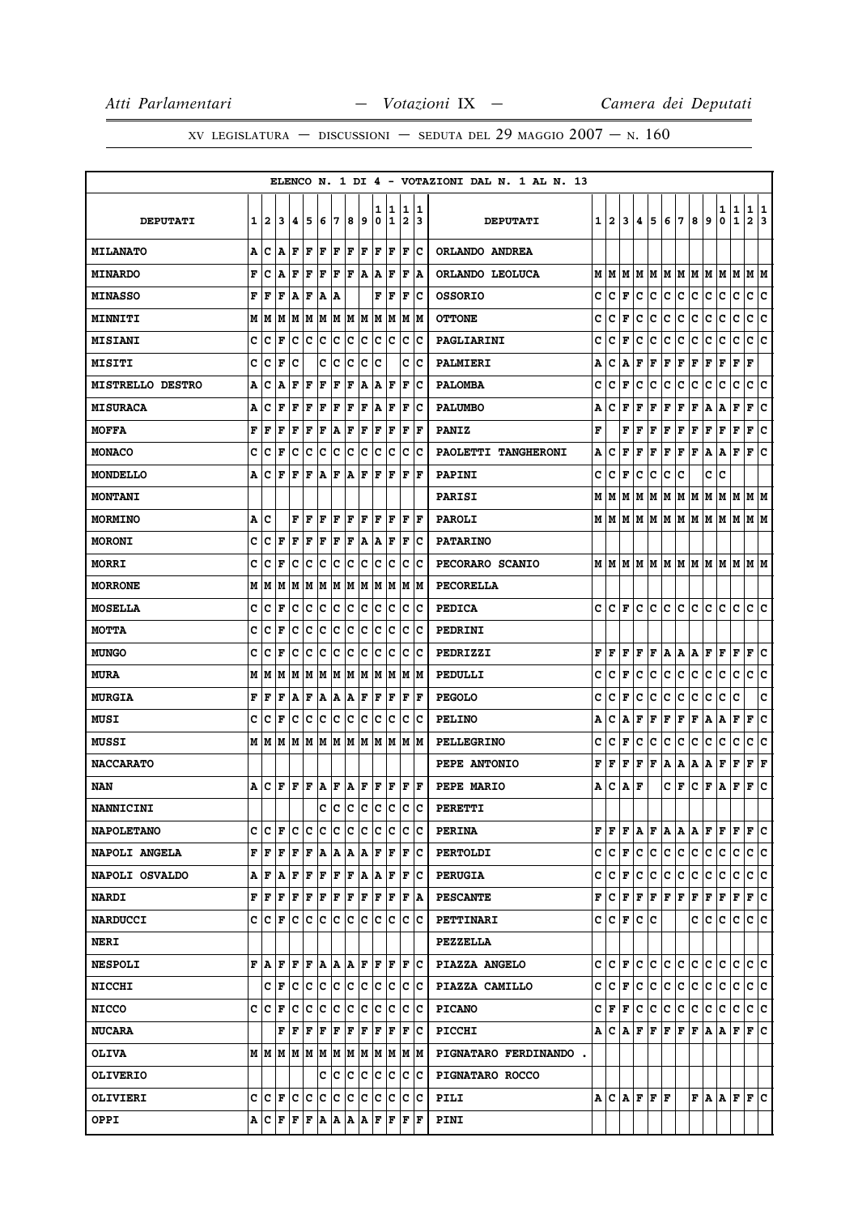ELENCO N. 1 DI 4 - VOTAZIONI DAL N. 1 AL N. 13

| DEPUTATI | 1 | 2 | 3 | 4 | 5 | 6 | 7 | 8 | 9 | 10 | 11 | 12 | 13 | DEPUTATI | 1 | 2 | 3 | 4 | 5 | 6 | 7 | 8 | 9 | 10 | 11 | 12 | 13 |
|---|---|---|---|---|---|---|---|---|---|---|---|---|---|---|---|---|---|---|---|---|---|---|---|---|---|---|---|
| MILANATO | A | C | A | F | F | F | F | F | F | F | F | F | C | ORLANDO ANDREA | | | | | | | | | | | | | |
| MINARDO | F | C | A | F | F | F | F | F | A | A | F | F | A | ORLANDO LEOLUCA | M | M | M | M | M | M | M | M | M | M | M | M | M |
| MINASSO | F | F | F | A | F | A | A | | | F | F | F | C | OSSORIO | C | C | F | C | C | C | C | C | C | C | C | C | C |
| MINNITI | M | M | M | M | M | M | M | M | M | M | M | M | M | OTTONE | C | C | F | C | C | C | C | C | C | C | C | C | C |
| MISIANI | C | C | F | C | C | C | C | C | C | C | C | C | C | PAGLIARINI | C | C | F | C | C | C | C | C | C | C | C | C | C |
| MISITI | C | C | F | C | | C | C | C | C | C | | C | C | PALMIERI | A | C | A | F | F | F | F | F | F | F | F | F | |
| MISTRELLO DESTRO | A | C | A | F | F | F | F | F | A | A | F | F | C | PALOMBA | C | C | F | C | C | C | C | C | C | C | C | C | C |
| MISURACA | A | C | F | F | F | F | F | F | F | A | F | F | C | PALUMBO | A | C | F | F | F | F | F | F | A | A | F | F | C |
| MOFFA | F | F | F | F | F | F | A | F | F | F | F | F | F | PANIZ | F | | F | F | F | F | F | F | F | F | F | F | C |
| MONACO | C | C | F | C | C | C | C | C | C | C | C | C | C | PAOLETTI TANGHERONI | A | C | F | F | F | F | F | F | A | A | F | F | C |
| MONDELLO | A | C | F | F | F | A | F | A | F | F | F | F | F | PAPINI | C | C | F | C | C | C | C | | C | C | | | |
| MONTANI | | | | | | | | | | | | | | PARISI | M | M | M | M | M | M | M | M | M | M | M | M | M |
| MORMINO | A | C | | F | F | F | F | F | F | F | F | F | F | PAROLI | M | M | M | M | M | M | M | M | M | M | M | M | M |
| MORONI | C | C | F | F | F | F | F | F | A | A | F | F | C | PATARINO | | | | | | | | | | | | | |
| MORRI | C | C | F | C | C | C | C | C | C | C | C | C | C | PECORARO SCANIO | M | M | M | M | M | M | M | M | M | M | M | M | M |
| MORRONE | M | M | M | M | M | M | M | M | M | M | M | M | M | PECORELLA | | | | | | | | | | | | | |
| MOSELLA | C | C | F | C | C | C | C | C | C | C | C | C | C | PEDICA | C | C | F | C | C | C | C | C | C | C | C | C | C |
| MOTTA | C | C | F | C | C | C | C | C | C | C | C | C | C | PEDRINI | | | | | | | | | | | | | |
| MUNGO | C | C | F | C | C | C | C | C | C | C | C | C | C | PEDRIZZI | F | F | F | F | F | A | A | A | F | F | F | F | C |
| MURA | M | M | M | M | M | M | M | M | M | M | M | M | M | PEDULLI | C | C | F | C | C | C | C | C | C | C | C | C | C |
| MURGIA | F | F | F | A | F | A | A | A | F | F | F | F | F | PEGOLO | C | C | F | C | C | C | C | C | C | C | C | | C |
| MUSI | C | C | F | C | C | C | C | C | C | C | C | C | C | PELINO | A | C | A | F | F | F | F | F | A | A | F | F | C |
| MUSSI | M | M | M | M | M | M | M | M | M | M | M | M | M | PELLEGRINO | C | C | F | C | C | C | C | C | C | C | C | C | C |
| NACCARATO | | | | | | | | | | | | | | PEPE ANTONIO | F | F | F | F | F | A | A | A | A | F | F | F | F |
| NAN | A | C | F | F | F | A | F | A | F | F | F | F | F | PEPE MARIO | A | C | A | F | | C | F | C | F | A | F | F | C |
| NANNICINI | | | | | | C | C | C | C | C | C | C | C | PERETTI | | | | | | | | | | | | | |
| NAPOLETANO | C | C | F | C | C | C | C | C | C | C | C | C | C | PERINA | F | F | F | A | F | A | A | A | F | F | F | F | C |
| NAPOLI ANGELA | F | F | F | F | F | A | A | A | A | F | F | F | C | PERTOLDI | C | C | F | C | C | C | C | C | C | C | C | C | C |
| NAPOLI OSVALDO | A | F | A | F | F | F | F | F | A | A | F | F | C | PERUGIA | C | C | F | C | C | C | C | C | C | C | C | C | C |
| NARDI | F | F | F | F | F | F | F | F | F | F | F | F | A | PESCANTE | F | C | F | F | F | F | F | F | F | F | F | F | C |
| NARDUCCI | C | C | F | C | C | C | C | C | C | C | C | C | C | PETTINARI | C | C | F | C | C | | | C | C | C | C | C | C |
| NERI | | | | | | | | | | | | | | PEZZELLA | | | | | | | | | | | | | |
| NESPOLI | F | A | F | F | F | A | A | A | F | F | F | F | C | PIAZZA ANGELO | C | C | F | C | C | C | C | C | C | C | C | C | C |
| NICCHI | | C | F | C | C | C | C | C | C | C | C | C | C | PIAZZA CAMILLO | C | C | F | C | C | C | C | C | C | C | C | C | C |
| NICCO | C | C | F | C | C | C | C | C | C | C | C | C | C | PICANO | C | F | F | C | C | C | C | C | C | C | C | C | C |
| NUCARA | | | F | F | F | F | F | F | F | F | F | F | C | PICCHI | A | C | A | F | F | F | F | F | A | A | F | F | C |
| OLIVA | M | M | M | M | M | M | M | M | M | M | M | M | M | PIGNATARO FERDINANDO . | | | | | | | | | | | | | |
| OLIVERIO | | | | | | C | C | C | C | C | C | C | C | PIGNATARO ROCCO | | | | | | | | | | | | | |
| OLIVIERI | C | C | F | C | C | C | C | C | C | C | C | C | C | PILI | A | C | A | F | F | F | | F | A | A | F | F | C |
| OPPI | A | C | F | F | F | A | A | A | A | F | F | F | F | PINI | | | | | | | | | | | | | |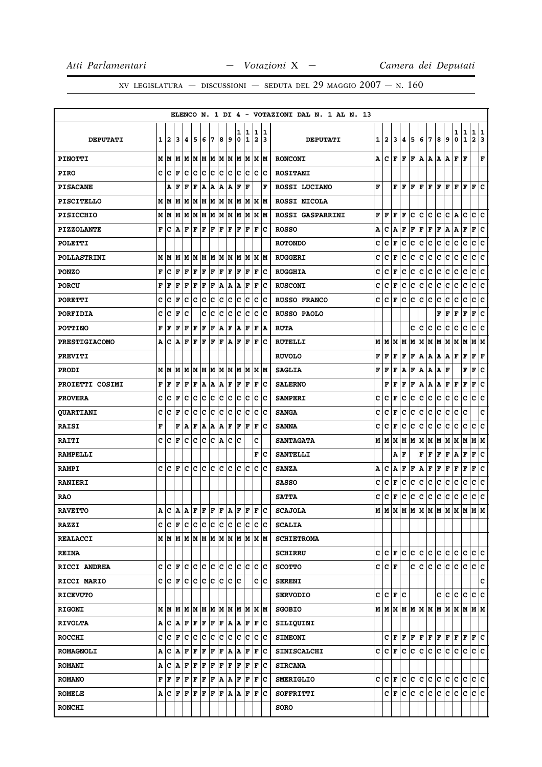XV LEGISLATURA — DISCUSSIONI — SEDUTA DEL 29 MAGGIO 2007 — N. 160

ELENCO N. 1 DI 4 - VOTAZIONI DAL N. 1 AL N. 13

| DEPUTATI | 1 | 2 | 3 | 4 | 5 | 6 | 7 | 8 | 9 | 10 | 11 | 12 | 13 | DEPUTATI | 1 | 2 | 3 | 4 | 5 | 6 | 7 | 8 | 9 | 10 | 11 | 12 | 13 |
|---|---|---|---|---|---|---|---|---|---|---|---|---|---|---|---|---|---|---|---|---|---|---|---|---|---|---|---|
| PINOTTI | M | M | M | M | M | M | M | M | M | M | M | M | M | RONCONI | A | C | F | F | F | A | A | A | A | F | F | | F |
| PIRO | C | C | F | C | C | C | C | C | C | C | C | C | C | ROSITANI | | | | | | | | | | | | | |
| PISACANE | | A | F | F | F | A | A | A | A | F | F | | F | ROSSI LUCIANO | F | | F | F | F | F | F | F | F | F | F | F | C |
| PISCITELLO | M | M | M | M | M | M | M | M | M | M | M | M | M | ROSSI NICOLA | | | | | | | | | | | | | |
| PISICCHIO | M | M | M | M | M | M | M | M | M | M | M | M | M | ROSSI GASPARRINI | F | F | F | F | C | C | C | C | C | A | C | C | C |
| PIZZOLANTE | F | C | A | F | F | F | F | F | F | F | F | F | C | ROSSO | A | C | A | F | F | F | F | F | A | A | F | F | C |
| POLETTI | | | | | | | | | | | | | | ROTONDO | C | C | F | C | C | C | C | C | C | C | C | C | C |
| POLLASTRINI | M | M | M | M | M | M | M | M | M | M | M | M | M | RUGGERI | C | C | F | C | C | C | C | C | C | C | C | C | C |
| PONZO | F | C | F | F | F | F | F | F | F | F | F | F | C | RUGGHIA | C | C | F | C | C | C | C | C | C | C | C | C | C |
| PORCU | F | F | F | F | F | F | F | A | A | A | F | F | C | RUSCONI | C | C | F | C | C | C | C | C | C | C | C | C | C |
| PORETTI | C | C | F | C | C | C | C | C | C | C | C | C | C | RUSSO FRANCO | C | C | F | C | C | C | C | C | C | C | C | C | C |
| PORFIDIA | C | C | F | C | | C | C | C | C | C | C | C | C | RUSSO PAOLO | | | | | | | | F | F | F | F | F | C |
| POTTINO | F | F | F | F | F | F | F | A | F | A | F | F | A | RUTA | | | | | C | C | C | C | C | C | C | C | C |
| PRESTIGIACOMO | A | C | A | F | F | F | F | F | A | F | F | F | C | RUTELLI | M | M | M | M | M | M | M | M | M | M | M | M | M |
| PREVITI | | | | | | | | | | | | | | RUVOLO | F | F | F | F | F | A | A | A | A | F | F | F | F |
| PRODI | M | M | M | M | M | M | M | M | M | M | M | M | M | SAGLIA | F | F | F | A | F | A | A | A | F | | F | F | C |
| PROIETTI COSIMI | F | F | F | F | F | A | A | A | F | F | F | F | C | SALERNO | | F | F | F | F | A | A | A | F | F | F | F | C |
| PROVERA | C | C | F | C | C | C | C | C | C | C | C | C | C | SAMPERI | C | C | F | C | C | C | C | C | C | C | C | C | C |
| QUARTIANI | C | C | F | C | C | C | C | C | C | C | C | C | C | SANGA | C | C | F | C | C | C | C | C | C | C | C | | C |
| RAISI | F | | F | A | F | A | A | A | F | F | F | F | C | SANNA | C | C | F | C | C | C | C | C | C | C | C | C | C |
| RAITI | C | C | F | C | C | C | C | A | C | C | | C | | SANTAGATA | M | M | M | M | M | M | M | M | M | M | M | M | M |
| RAMPELLI | | | | | | | | | | | | F | C | SANTELLI | | | A | F | | F | F | F | F | A | F | F | C |
| RAMPI | C | C | F | C | C | C | C | C | C | C | C | C | C | SANZA | A | C | A | F | F | A | F | F | F | F | F | F | C |
| RANIERI | | | | | | | | | | | | | | SASSO | C | C | F | C | C | C | C | C | C | C | C | C | C |
| RAO | | | | | | | | | | | | | | SATTA | C | C | F | C | C | C | C | C | C | C | C | C | C |
| RAVETTO | A | C | A | A | F | F | F | F | A | F | F | F | C | SCAJOLA | M | M | M | M | M | M | M | M | M | M | M | M | M |
| RAZZI | C | C | F | C | C | C | C | C | C | C | C | C | C | SCALIA | | | | | | | | | | | | | |
| REALACCI | M | M | M | M | M | M | M | M | M | M | M | M | M | SCHIETROMA | | | | | | | | | | | | | |
| REINA | | | | | | | | | | | | | | SCHIRRU | C | C | F | C | C | C | C | C | C | C | C | C | C |
| RICCI ANDREA | C | C | F | C | C | C | C | C | C | C | C | C | C | SCOTTO | C | C | F | | C | C | C | C | C | C | C | C | C |
| RICCI MARIO | C | C | F | C | C | C | C | C | C | C | | C | C | SERENI | | | | | | | | | | | | | C |
| RICEVUTO | | | | | | | | | | | | | | SERVODIO | C | C | F | C | | | | C | C | C | C | C | C |
| RIGONI | M | M | M | M | M | M | M | M | M | M | M | M | M | SGOBIO | M | M | M | M | M | M | M | M | M | M | M | M | M |
| RIVOLTA | A | C | A | F | F | F | F | F | A | A | F | F | C | SILIQUINI | | | | | | | | | | | | | |
| ROCCHI | C | C | F | C | C | C | C | C | C | C | C | C | C | SIMEONI | | C | F | F | F | F | F | F | F | F | F | F | C |
| ROMAGNOLI | A | C | A | F | F | F | F | F | A | A | F | F | C | SINISCALCHI | C | C | F | C | C | C | C | C | C | C | C | C | C |
| ROMANI | A | C | A | F | F | F | F | F | F | F | F | F | C | SIRCANA | | | | | | | | | | | | | |
| ROMANO | F | F | F | F | F | F | F | A | A | F | F | F | C | SMERIGLIO | C | C | F | C | C | C | C | C | C | C | C | C | C |
| ROMELE | A | C | F | F | F | F | F | F | A | A | F | F | C | SOFFRITTI | | C | F | C | C | C | C | C | C | C | C | C | C |
| RONCHI | | | | | | | | | | | | | | SORO | | | | | | | | | | | | | |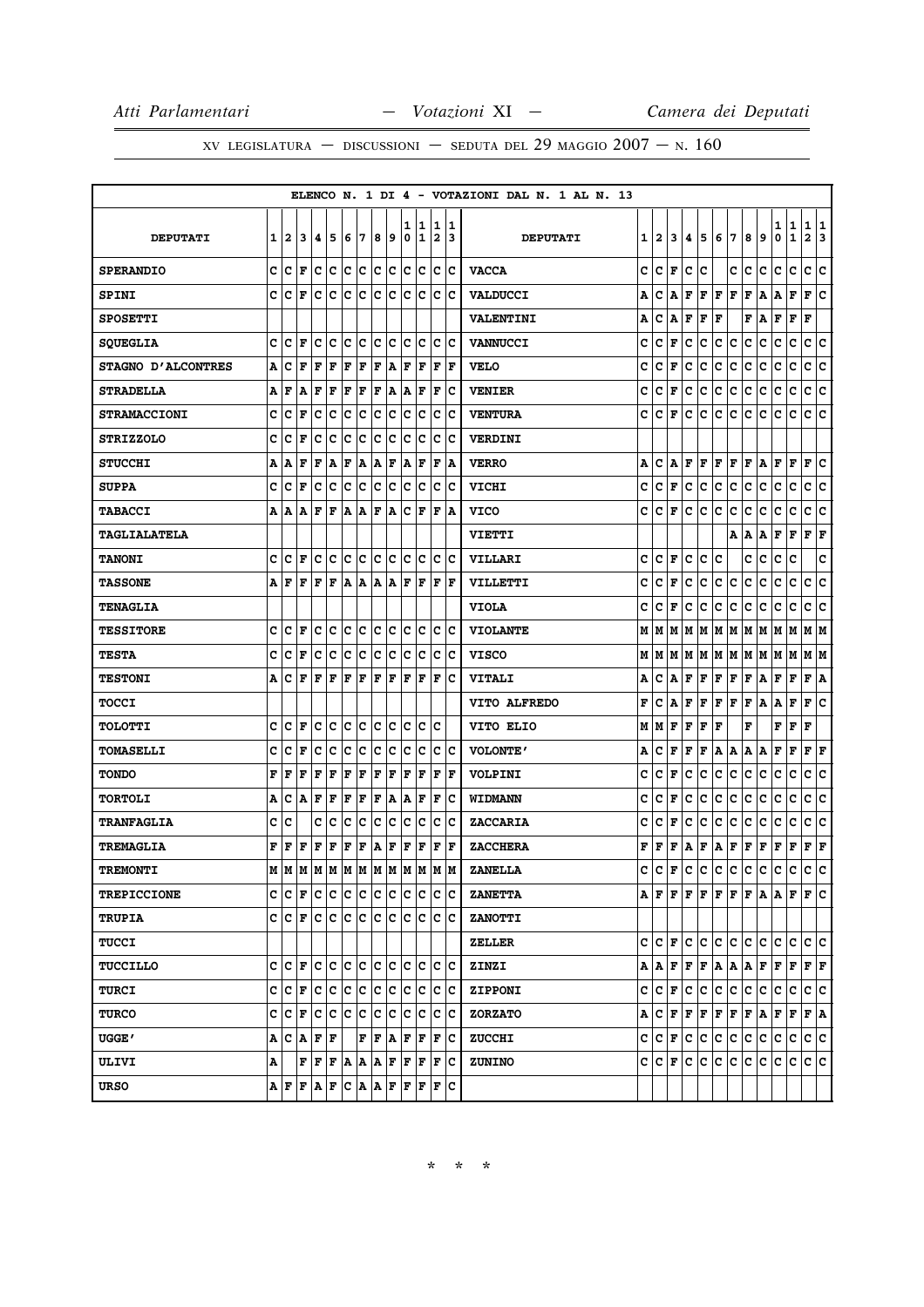**ELENCO N. 1 DI 4 - VOTAZIONI DAL N. 1 AL N. 13**

| DEPUTATI | 1 | 2 | 3 | 4 | 5 | 6 | 7 | 8 | 9 | 10 | 11 | 12 | 13 | DEPUTATI | 1 | 2 | 3 | 4 | 5 | 6 | 7 | 8 | 9 | 10 | 11 | 12 | 13 |
|---|---|---|---|---|---|---|---|---|---|---|---|---|---|---|---|---|---|---|---|---|---|---|---|---|---|---|---|
| **SPERANDIO** | C | C | F | C | C | C | C | C | C | C | C | C | C | **VACCA** | C | C | F | C | C | | C | C | C | C | C | C | C |
| **SPINI** | C | C | F | C | C | C | C | C | C | C | C | C | C | **VALDUCCI** | A | C | A | F | F | F | F | F | A | A | F | F | C |
| **SPOSETTI** | | | | | | | | | | | | | | **VALENTINI** | A | C | A | F | F | F | | F | A | F | F | F | |
| **SQUEGLIA** | C | C | F | C | C | C | C | C | C | C | C | C | C | **VANNUCCI** | C | C | F | C | C | C | C | C | C | C | C | C | C |
| **STAGNO D'ALCONTRES** | A | C | F | F | F | F | F | F | A | F | F | F | F | **VELO** | C | C | F | C | C | C | C | C | C | C | C | C | C |
| **STRADELLA** | A | F | A | F | F | F | F | F | A | A | F | F | C | **VENIER** | C | C | F | C | C | C | C | C | C | C | C | C | C |
| **STRAMACCIONI** | C | C | F | C | C | C | C | C | C | C | C | C | C | **VENTURA** | C | C | F | C | C | C | C | C | C | C | C | C | C |
| **STRIZZOLO** | C | C | F | C | C | C | C | C | C | C | C | C | C | **VERDINI** | | | | | | | | | | | | | |
| **STUCCHI** | A | A | F | F | A | F | A | A | F | A | F | F | A | **VERRO** | A | C | A | F | F | F | F | F | A | F | F | F | C |
| **SUPPA** | C | C | F | C | C | C | C | C | C | C | C | C | C | **VICHI** | C | C | F | C | C | C | C | C | C | C | C | C | C |
| **TABACCI** | A | A | A | F | F | A | A | F | A | C | F | F | A | **VICO** | C | C | F | C | C | C | C | C | C | C | C | C | C |
| **TAGLIALATELA** | | | | | | | | | | | | | | **VIETTI** | | | | | | | A | A | A | F | F | F | F |
| **TANONI** | C | C | F | C | C | C | C | C | C | C | C | C | C | **VILLARI** | C | C | F | C | C | C | | C | C | C | C | | C |
| **TASSONE** | A | F | F | F | F | A | A | A | A | F | F | F | F | **VILLETTI** | C | C | F | C | C | C | C | C | C | C | C | C | C |
| **TENAGLIA** | | | | | | | | | | | | | | **VIOLA** | C | C | F | C | C | C | C | C | C | C | C | C | C |
| **TESSITORE** | C | C | F | C | C | C | C | C | C | C | C | C | C | **VIOLANTE** | M | M | M | M | M | M | M | M | M | M | M | M | M |
| **TESTA** | C | C | F | C | C | C | C | C | C | C | C | C | C | **VISCO** | M | M | M | M | M | M | M | M | M | M | M | M | M |
| **TESTONI** | A | C | F | F | F | F | F | F | F | F | F | F | C | **VITALI** | A | C | A | F | F | F | F | F | A | F | F | F | A |
| **TOCCI** | | | | | | | | | | | | | | **VITO ALFREDO** | F | C | A | F | F | F | F | F | A | A | F | F | C |
| **TOLOTTI** | C | C | F | C | C | C | C | C | C | C | C | C | | **VITO ELIO** | M | M | F | F | F | F | | F | | F | F | F | |
| **TOMASELLI** | C | C | F | C | C | C | C | C | C | C | C | C | C | **VOLONTE'** | A | C | F | F | F | A | A | A | A | F | F | F | F |
| **TONDO** | F | F | F | F | F | F | F | F | F | F | F | F | F | **VOLPINI** | C | C | F | C | C | C | C | C | C | C | C | C | C |
| **TORTOLI** | A | C | A | F | F | F | F | F | A | A | F | F | C | **WIDMANN** | C | C | F | C | C | C | C | C | C | C | C | C | C |
| **TRANFAGLIA** | C | C | | C | C | C | C | C | C | C | C | C | C | **ZACCARIA** | C | C | F | C | C | C | C | C | C | C | C | C | C |
| **TREMAGLIA** | F | F | F | F | F | F | F | A | F | F | F | F | F | **ZACCHERA** | F | F | F | A | F | A | F | F | F | F | F | F | F |
| **TREMONTI** | M | M | M | M | M | M | M | M | M | M | M | M | M | **ZANELLA** | C | C | F | C | C | C | C | C | C | C | C | C | C |
| **TREPICCIONE** | C | C | F | C | C | C | C | C | C | C | C | C | C | **ZANETTA** | A | F | F | F | F | F | F | F | A | A | F | F | C |
| **TRUPIA** | C | C | F | C | C | C | C | C | C | C | C | C | C | **ZANOTTI** | | | | | | | | | | | | | |
| **TUCCI** | | | | | | | | | | | | | | **ZELLER** | C | C | F | C | C | C | C | C | C | C | C | C | C |
| **TUCCILLO** | C | C | F | C | C | C | C | C | C | C | C | C | C | **ZINZI** | A | A | F | F | F | A | A | A | F | F | F | F | F |
| **TURCI** | C | C | F | C | C | C | C | C | C | C | C | C | C | **ZIPPONI** | C | C | F | C | C | C | C | C | C | C | C | C | C |
| **TURCO** | C | C | F | C | C | C | C | C | C | C | C | C | C | **ZORZATO** | A | C | F | F | F | F | F | F | A | F | F | F | A |
| **UGGE'** | A | C | A | F | F | | F | F | A | F | F | F | C | **ZUCCHI** | C | C | F | C | C | C | C | C | C | C | C | C | C |
| **ULIVI** | A | | F | F | F | A | A | A | F | F | F | F | C | **ZUNINO** | C | C | F | C | C | C | C | C | C | C | C | C | C |
| **URSO** | A | F | F | A | F | C | A | A | F | F | F | F | C | | | | | | | | | | | | | | |

\* \* \*